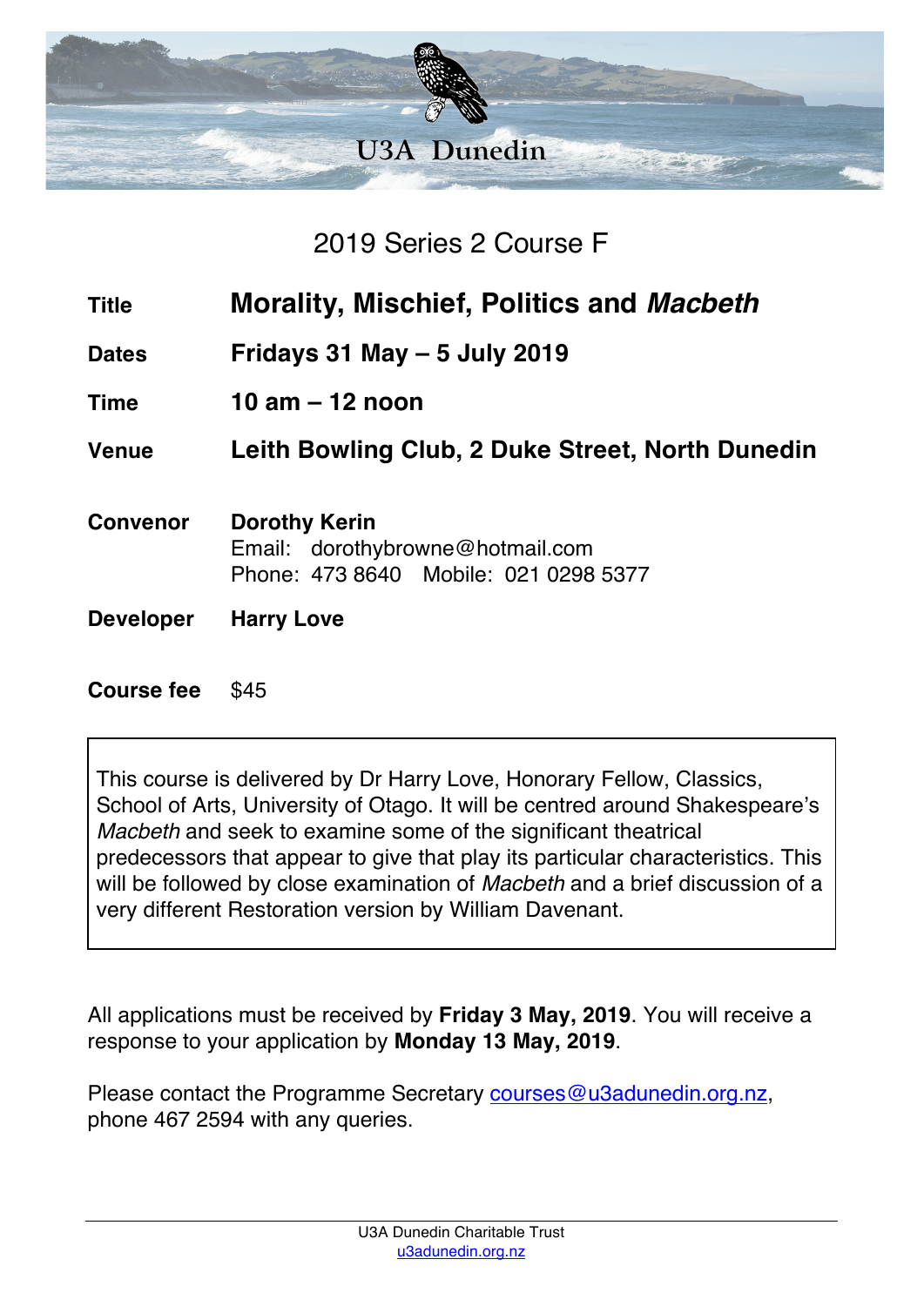# U3A Dunedin

## 2019 Series 2 Course F

| | |
|---|---|
| **Title** | **Morality, Mischief, Politics and *Macbeth*** |
| **Dates** | **Fridays 31 May – 5 July 2019** |
| **Time** | **10 am – 12 noon** |
| **Venue** | **Leith Bowling Club, 2 Duke Street, North Dunedin** |
| **Convenor** | **Dorothy Kerin**<br>Email: dorothybrowne@hotmail.com<br>Phone: 473 8640 Mobile: 021 0298 5377 |
| **Developer** | **Harry Love** |
| **Course fee** | $45 |

This course is delivered by Dr Harry Love, Honorary Fellow, Classics, School of Arts, University of Otago. It will be centred around Shakespeare's *Macbeth* and seek to examine some of the significant theatrical predecessors that appear to give that play its particular characteristics. This will be followed by close examination of *Macbeth* and a brief discussion of a very different Restoration version by William Davenant.

All applications must be received by **Friday 3 May, 2019**. You will receive a response to your application by **Monday 13 May, 2019**.

Please contact the Programme Secretary courses@u3adunedin.org.nz, phone 467 2594 with any queries.

U3A Dunedin Charitable Trust
u3adunedin.org.nz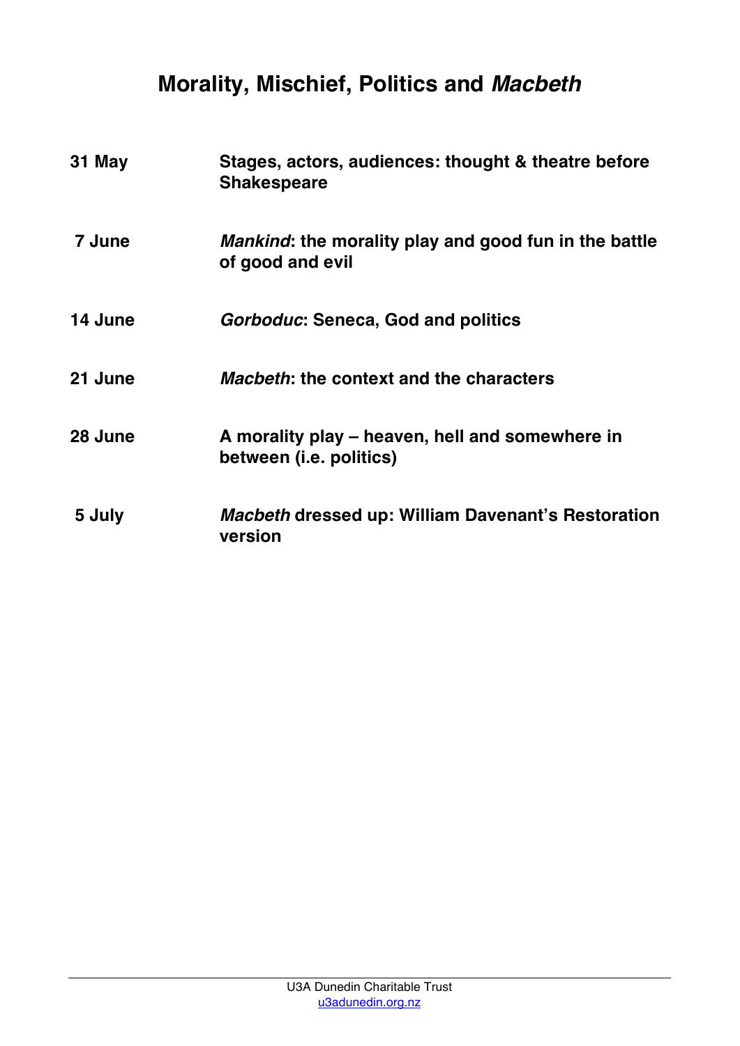# Morality, Mischief, Politics and *Macbeth*

| | |
|---|---|
| **31 May** | **Stages, actors, audiences: thought & theatre before Shakespeare** |
| **7 June** | ***Mankind*: the morality play and good fun in the battle of good and evil** |
| **14 June** | ***Gorboduc*: Seneca, God and politics** |
| **21 June** | ***Macbeth*: the context and the characters** |
| **28 June** | **A morality play – heaven, hell and somewhere in between (i.e. politics)** |
| **5 July** | ***Macbeth* dressed up: William Davenant's Restoration version** |

U3A Dunedin Charitable Trust
u3adunedin.org.nz